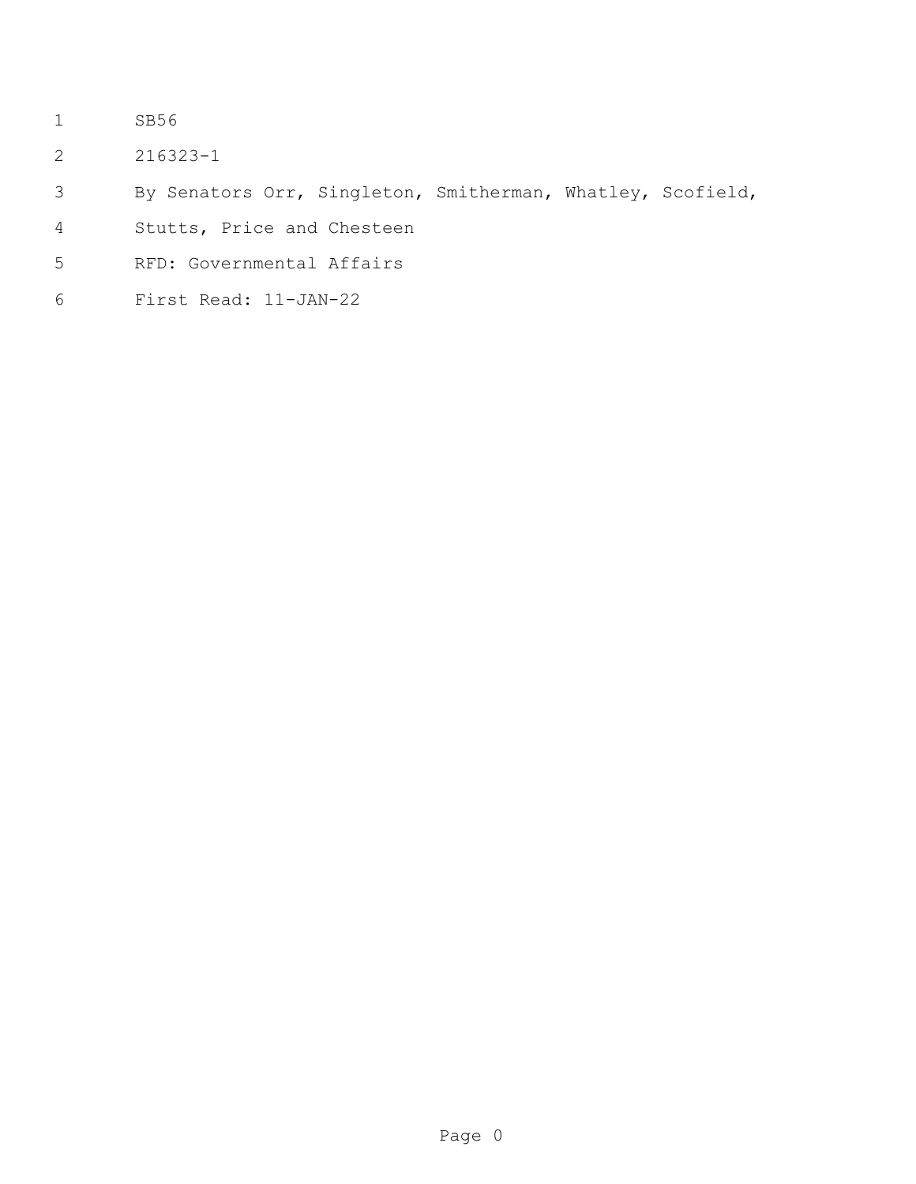SB56

216323-1

By Senators Orr, Singleton, Smitherman, Whatley, Scofield, Stutts, Price and Chesteen

RFD: Governmental Affairs

First Read: 11-JAN-22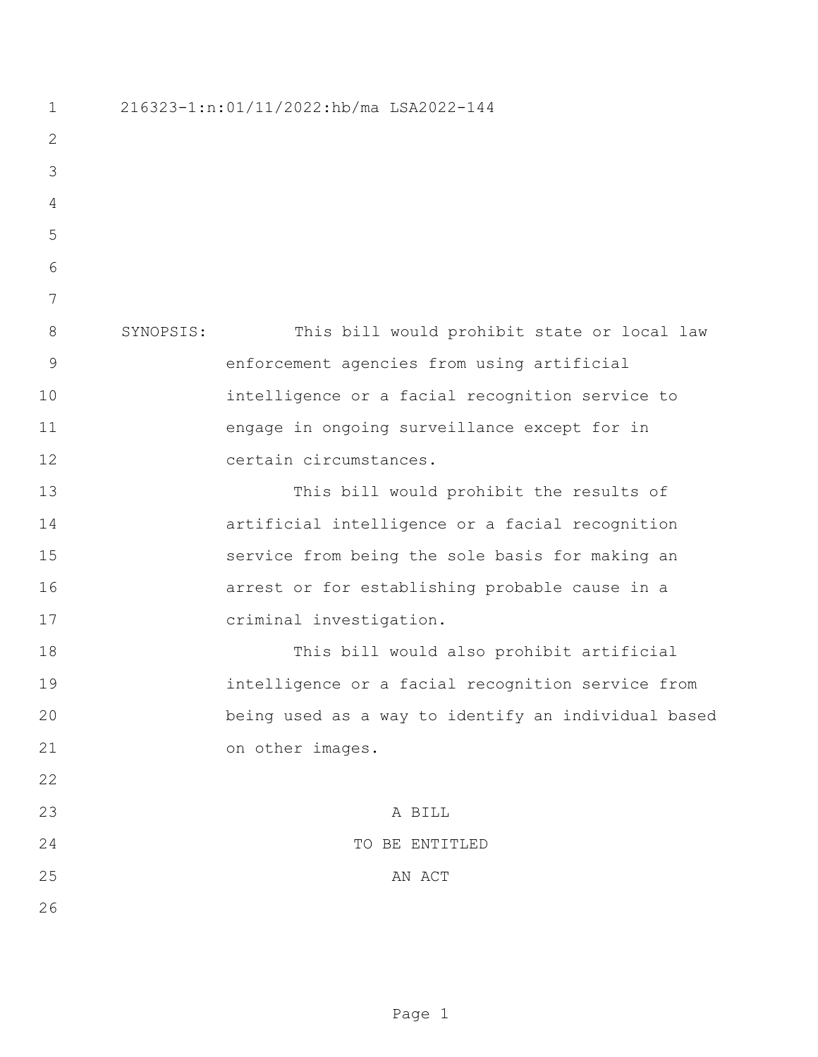216323-1:n:01/11/2022:hb/ma LSA2022-144

SYNOPSIS: This bill would prohibit state or local law enforcement agencies from using artificial intelligence or a facial recognition service to engage in ongoing surveillance except for in certain circumstances.

This bill would prohibit the results of artificial intelligence or a facial recognition service from being the sole basis for making an arrest or for establishing probable cause in a criminal investigation.

This bill would also prohibit artificial intelligence or a facial recognition service from being used as a way to identify an individual based on other images.

A BILL

TO BE ENTITLED

AN ACT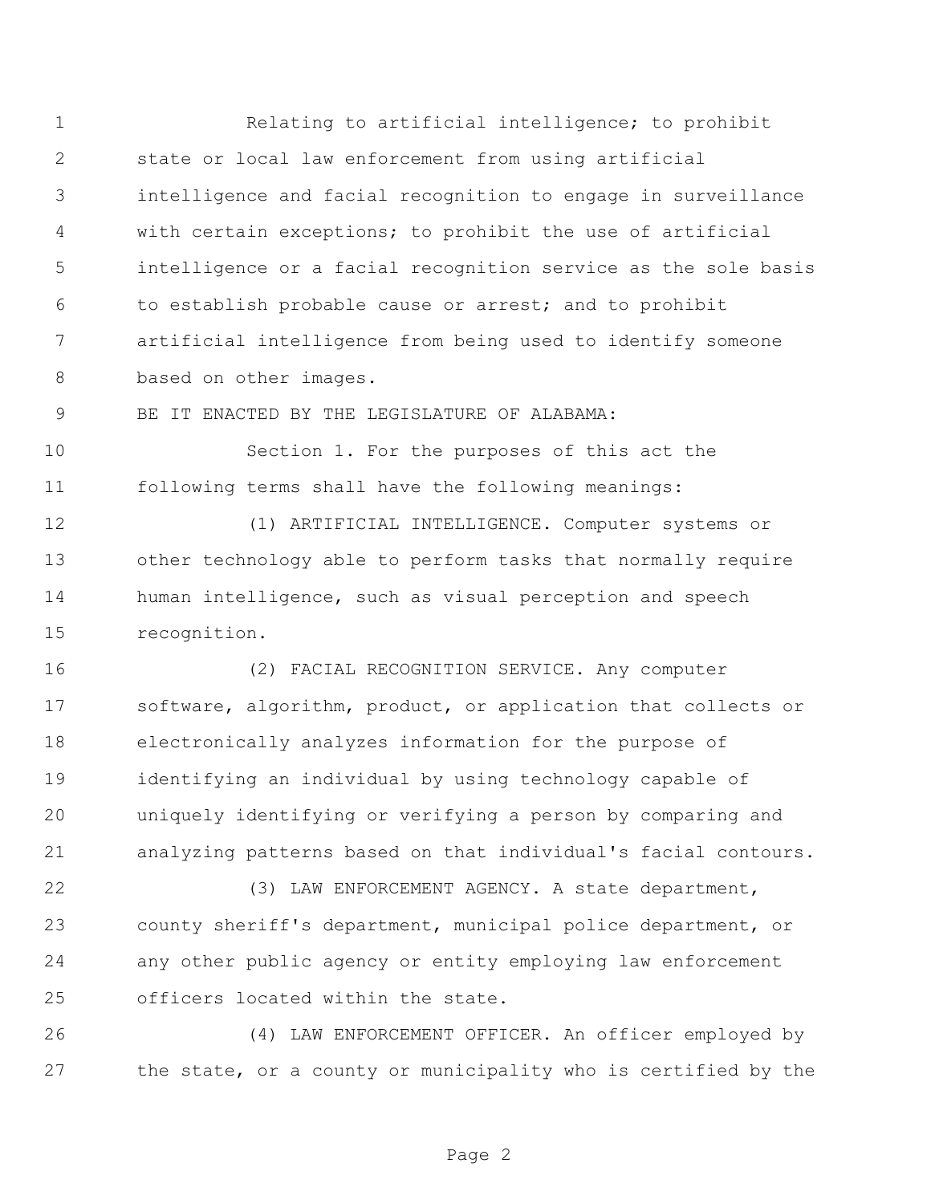Relating to artificial intelligence; to prohibit state or local law enforcement from using artificial intelligence and facial recognition to engage in surveillance with certain exceptions; to prohibit the use of artificial intelligence or a facial recognition service as the sole basis to establish probable cause or arrest; and to prohibit artificial intelligence from being used to identify someone based on other images.

BE IT ENACTED BY THE LEGISLATURE OF ALABAMA:

Section 1. For the purposes of this act the following terms shall have the following meanings:

(1) ARTIFICIAL INTELLIGENCE. Computer systems or other technology able to perform tasks that normally require human intelligence, such as visual perception and speech recognition.

(2) FACIAL RECOGNITION SERVICE. Any computer software, algorithm, product, or application that collects or electronically analyzes information for the purpose of identifying an individual by using technology capable of uniquely identifying or verifying a person by comparing and analyzing patterns based on that individual's facial contours.

(3) LAW ENFORCEMENT AGENCY. A state department, county sheriff's department, municipal police department, or any other public agency or entity employing law enforcement officers located within the state.

(4) LAW ENFORCEMENT OFFICER. An officer employed by the state, or a county or municipality who is certified by the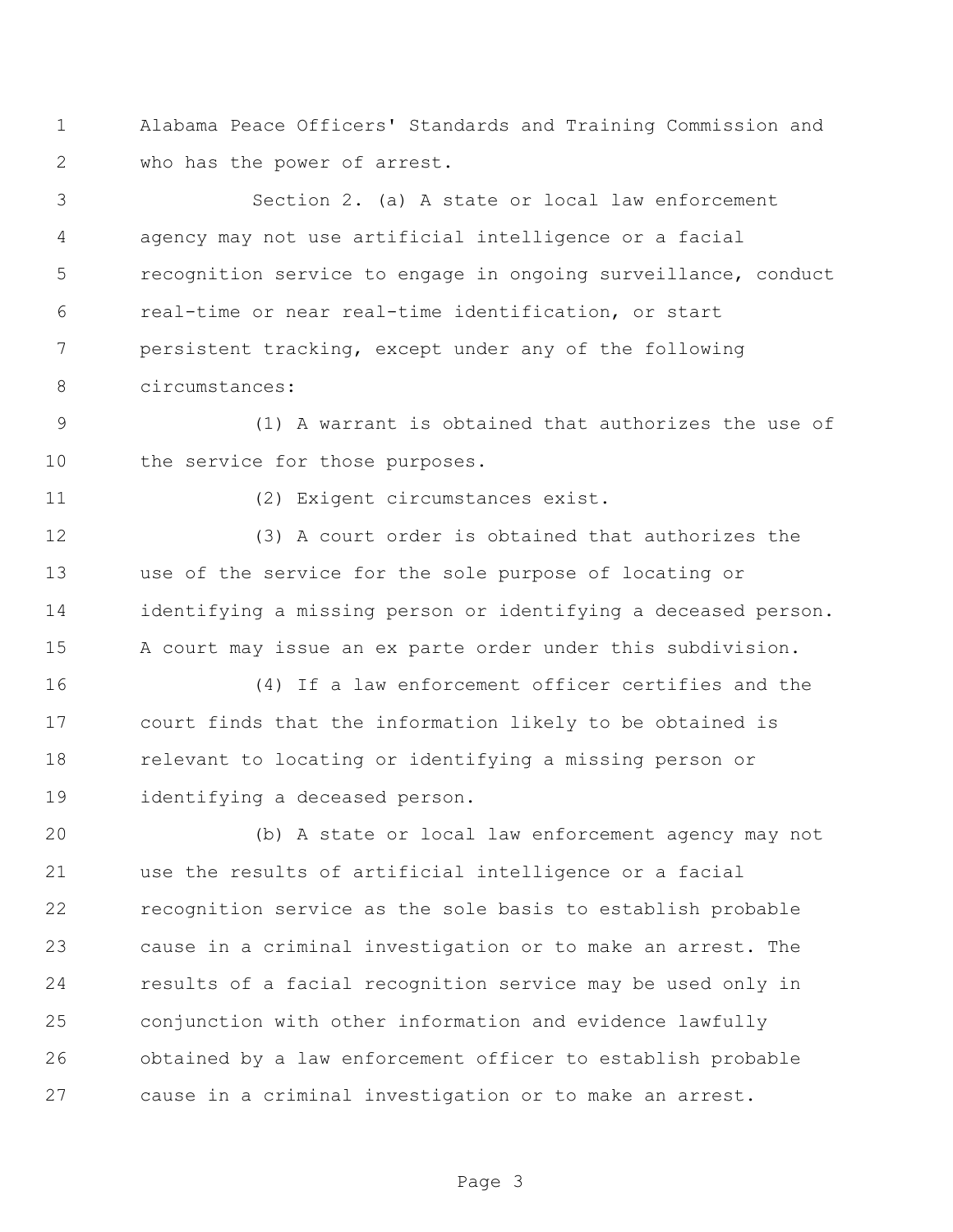Alabama Peace Officers' Standards and Training Commission and who has the power of arrest.

Section 2. (a) A state or local law enforcement agency may not use artificial intelligence or a facial recognition service to engage in ongoing surveillance, conduct real-time or near real-time identification, or start persistent tracking, except under any of the following circumstances:

(1) A warrant is obtained that authorizes the use of the service for those purposes.

(2) Exigent circumstances exist.

(3) A court order is obtained that authorizes the use of the service for the sole purpose of locating or identifying a missing person or identifying a deceased person. A court may issue an ex parte order under this subdivision.

(4) If a law enforcement officer certifies and the court finds that the information likely to be obtained is relevant to locating or identifying a missing person or identifying a deceased person.

(b) A state or local law enforcement agency may not use the results of artificial intelligence or a facial recognition service as the sole basis to establish probable cause in a criminal investigation or to make an arrest. The results of a facial recognition service may be used only in conjunction with other information and evidence lawfully obtained by a law enforcement officer to establish probable cause in a criminal investigation or to make an arrest.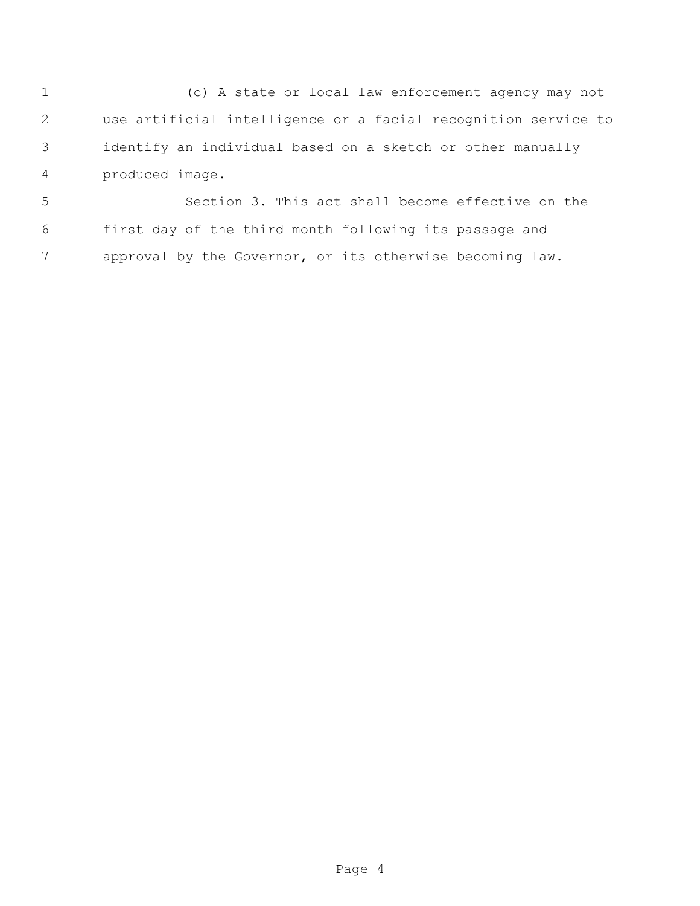(c) A state or local law enforcement agency may not use artificial intelligence or a facial recognition service to identify an individual based on a sketch or other manually produced image.

Section 3. This act shall become effective on the first day of the third month following its passage and approval by the Governor, or its otherwise becoming law.